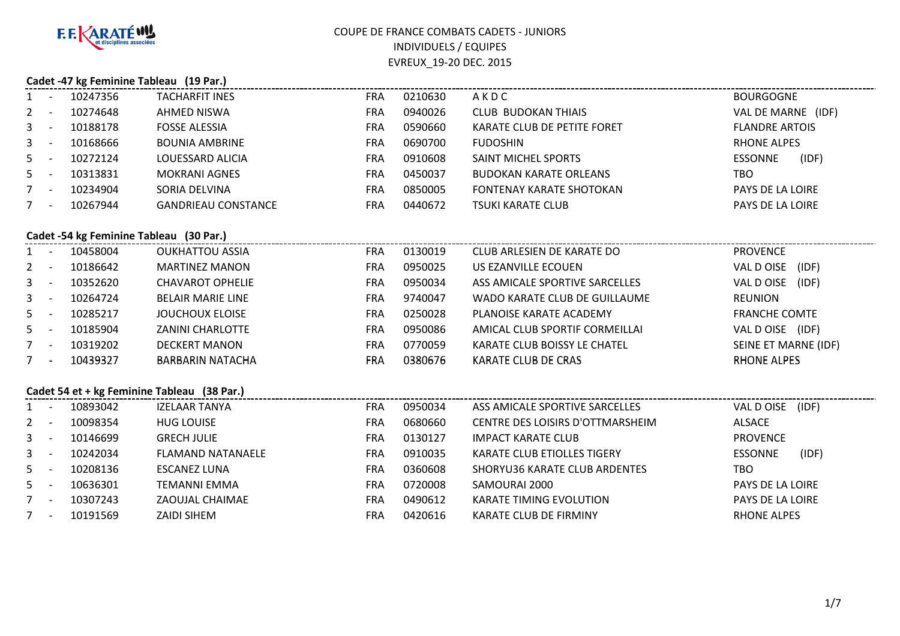F.F. KARATÉ et disciplines associées

# COUPE DE FRANCE COMBATS CADETS - JUNIORS
## INDIVIDUELS / EQUIPES
## EVREUX_19-20 DEC. 2015

### Cadet -47 kg Feminine Tableau (19 Par.)

| | | | | | | | |
|---|---|---|---|---|---|---|---|
| 1 | - | 10247356 | TACHARFIT INES | FRA | 0210630 | A K D C | BOURGOGNE |
| 2 | - | 10274648 | AHMED NISWA | FRA | 0940026 | CLUB BUDOKAN THIAIS | VAL DE MARNE (IDF) |
| 3 | - | 10188178 | FOSSE ALESSIA | FRA | 0590660 | KARATE CLUB DE PETITE FORET | FLANDRE ARTOIS |
| 3 | - | 10168666 | BOUNIA AMBRINE | FRA | 0690700 | FUDOSHIN | RHONE ALPES |
| 5 | - | 10272124 | LOUESSARD ALICIA | FRA | 0910608 | SAINT MICHEL SPORTS | ESSONNE (IDF) |
| 5 | - | 10313831 | MOKRANI AGNES | FRA | 0450037 | BUDOKAN KARATE ORLEANS | TBO |
| 7 | - | 10234904 | SORIA DELVINA | FRA | 0850005 | FONTENAY KARATE SHOTOKAN | PAYS DE LA LOIRE |
| 7 | - | 10267944 | GANDRIEAU CONSTANCE | FRA | 0440672 | TSUKI KARATE CLUB | PAYS DE LA LOIRE |

### Cadet -54 kg Feminine Tableau (30 Par.)

| | | | | | | | |
|---|---|---|---|---|---|---|---|
| 1 | - | 10458004 | OUKHATTOU ASSIA | FRA | 0130019 | CLUB ARLESIEN DE KARATE DO | PROVENCE |
| 2 | - | 10186642 | MARTINEZ MANON | FRA | 0950025 | US EZANVILLE ECOUEN | VAL D OISE (IDF) |
| 3 | - | 10352620 | CHAVAROT OPHELIE | FRA | 0950034 | ASS AMICALE SPORTIVE SARCELLES | VAL D OISE (IDF) |
| 3 | - | 10264724 | BELAIR MARIE LINE | FRA | 9740047 | WADO KARATE CLUB DE GUILLAUME | REUNION |
| 5 | - | 10285217 | JOUCHOUX ELOISE | FRA | 0250028 | PLANOISE KARATE ACADEMY | FRANCHE COMTE |
| 5 | - | 10185904 | ZANINI CHARLOTTE | FRA | 0950086 | AMICAL CLUB SPORTIF CORMEILLAI | VAL D OISE (IDF) |
| 7 | - | 10319202 | DECKERT MANON | FRA | 0770059 | KARATE CLUB BOISSY LE CHATEL | SEINE ET MARNE (IDF) |
| 7 | - | 10439327 | BARBARIN NATACHA | FRA | 0380676 | KARATE CLUB DE CRAS | RHONE ALPES |

### Cadet 54 et + kg Feminine Tableau (38 Par.)

| | | | | | | | |
|---|---|---|---|---|---|---|---|
| 1 | - | 10893042 | IZELAAR TANYA | FRA | 0950034 | ASS AMICALE SPORTIVE SARCELLES | VAL D OISE (IDF) |
| 2 | - | 10098354 | HUG LOUISE | FRA | 0680660 | CENTRE DES LOISIRS D'OTTMARSHEIM | ALSACE |
| 3 | - | 10146699 | GRECH JULIE | FRA | 0130127 | IMPACT KARATE CLUB | PROVENCE |
| 3 | - | 10242034 | FLAMAND NATANAELE | FRA | 0910035 | KARATE CLUB ETIOLLES TIGERY | ESSONNE (IDF) |
| 5 | - | 10208136 | ESCANEZ LUNA | FRA | 0360608 | SHORYU36 KARATE CLUB ARDENTES | TBO |
| 5 | - | 10636301 | TEMANNI EMMA | FRA | 0720008 | SAMOURAI 2000 | PAYS DE LA LOIRE |
| 7 | - | 10307243 | ZAOUJAL CHAIMAE | FRA | 0490612 | KARATE TIMING EVOLUTION | PAYS DE LA LOIRE |
| 7 | - | 10191569 | ZAIDI SIHEM | FRA | 0420616 | KARATE CLUB DE FIRMINY | RHONE ALPES |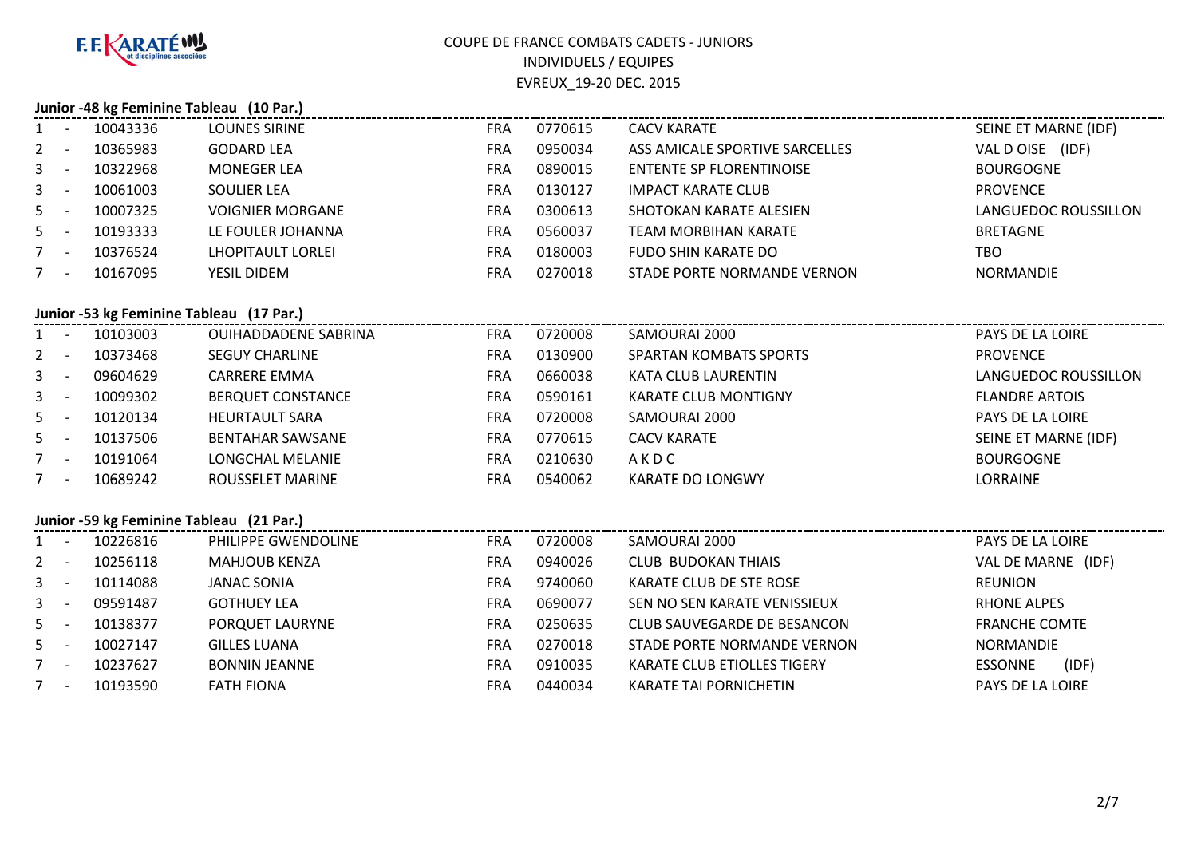COUPE DE FRANCE COMBATS CADETS - JUNIORS
INDIVIDUELS / EQUIPES
EVREUX_19-20 DEC. 2015

### Junior -48 kg Feminine Tableau (10 Par.)

| | | | | | | | |
|---|---|---|---|---|---|---|---|
| 1 | - | 10043336 | LOUNES SIRINE | FRA | 0770615 | CACV KARATE | SEINE ET MARNE (IDF) |
| 2 | - | 10365983 | GODARD LEA | FRA | 0950034 | ASS AMICALE SPORTIVE SARCELLES | VAL D OISE (IDF) |
| 3 | - | 10322968 | MONEGER LEA | FRA | 0890015 | ENTENTE SP FLORENTINOISE | BOURGOGNE |
| 3 | - | 10061003 | SOULIER LEA | FRA | 0130127 | IMPACT KARATE CLUB | PROVENCE |
| 5 | - | 10007325 | VOIGNIER MORGANE | FRA | 0300613 | SHOTOKAN KARATE ALESIEN | LANGUEDOC ROUSSILLON |
| 5 | - | 10193333 | LE FOULER JOHANNA | FRA | 0560037 | TEAM MORBIHAN KARATE | BRETAGNE |
| 7 | - | 10376524 | LHOPITAULT LORLEI | FRA | 0180003 | FUDO SHIN KARATE DO | TBO |
| 7 | - | 10167095 | YESIL DIDEM | FRA | 0270018 | STADE PORTE NORMANDE VERNON | NORMANDIE |

### Junior -53 kg Feminine Tableau (17 Par.)

| | | | | | | | |
|---|---|---|---|---|---|---|---|
| 1 | - | 10103003 | OUIHADDADENE SABRINA | FRA | 0720008 | SAMOURAI 2000 | PAYS DE LA LOIRE |
| 2 | - | 10373468 | SEGUY CHARLINE | FRA | 0130900 | SPARTAN KOMBATS SPORTS | PROVENCE |
| 3 | - | 09604629 | CARRERE EMMA | FRA | 0660038 | KATA CLUB LAURENTIN | LANGUEDOC ROUSSILLON |
| 3 | - | 10099302 | BERQUET CONSTANCE | FRA | 0590161 | KARATE CLUB MONTIGNY | FLANDRE ARTOIS |
| 5 | - | 10120134 | HEURTAULT SARA | FRA | 0720008 | SAMOURAI 2000 | PAYS DE LA LOIRE |
| 5 | - | 10137506 | BENTAHAR SAWSANE | FRA | 0770615 | CACV KARATE | SEINE ET MARNE (IDF) |
| 7 | - | 10191064 | LONGCHAL MELANIE | FRA | 0210630 | A K D C | BOURGOGNE |
| 7 | - | 10689242 | ROUSSELET MARINE | FRA | 0540062 | KARATE DO LONGWY | LORRAINE |

### Junior -59 kg Feminine Tableau (21 Par.)

| | | | | | | | |
|---|---|---|---|---|---|---|---|
| 1 | - | 10226816 | PHILIPPE GWENDOLINE | FRA | 0720008 | SAMOURAI 2000 | PAYS DE LA LOIRE |
| 2 | - | 10256118 | MAHJOUB KENZA | FRA | 0940026 | CLUB BUDOKAN THIAIS | VAL DE MARNE (IDF) |
| 3 | - | 10114088 | JANAC SONIA | FRA | 9740060 | KARATE CLUB DE STE ROSE | REUNION |
| 3 | - | 09591487 | GOTHUEY LEA | FRA | 0690077 | SEN NO SEN KARATE VENISSIEUX | RHONE ALPES |
| 5 | - | 10138377 | PORQUET LAURYNE | FRA | 0250635 | CLUB SAUVEGARDE DE BESANCON | FRANCHE COMTE |
| 5 | - | 10027147 | GILLES LUANA | FRA | 0270018 | STADE PORTE NORMANDE VERNON | NORMANDIE |
| 7 | - | 10237627 | BONNIN JEANNE | FRA | 0910035 | KARATE CLUB ETIOLLES TIGERY | ESSONNE (IDF) |
| 7 | - | 10193590 | FATH FIONA | FRA | 0440034 | KARATE TAI PORNICHETIN | PAYS DE LA LOIRE |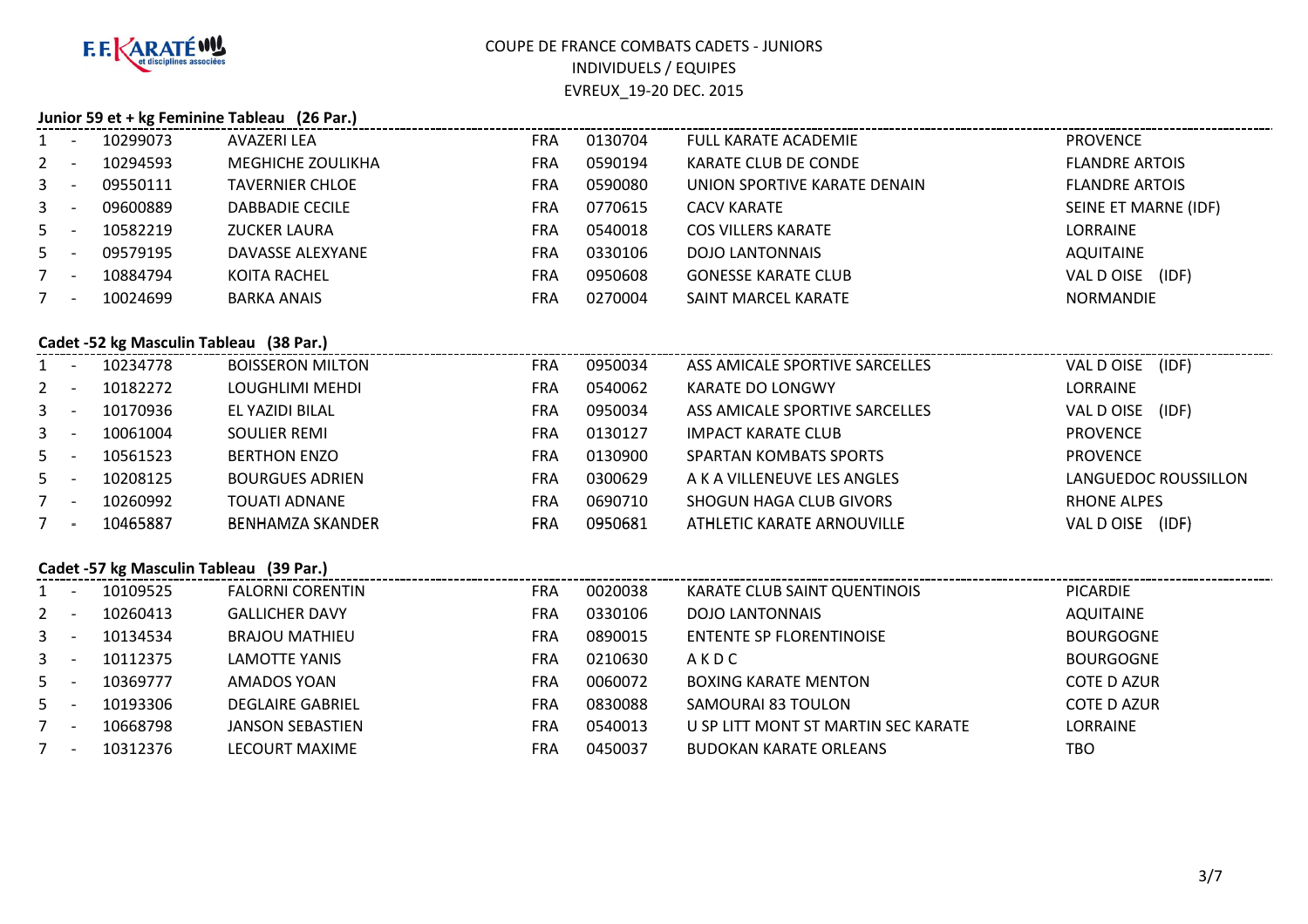F.F. KARATÉ et disciplines associées

COUPE DE FRANCE COMBATS CADETS - JUNIORS
INDIVIDUELS / EQUIPES
EVREUX_19-20 DEC. 2015

**Junior 59 et + kg Feminine Tableau (26 Par.)**

| | | | | | | | |
|---|---|---|---|---|---|---|---|
| 1 | - | 10299073 | AVAZERI LEA | FRA | 0130704 | FULL KARATE ACADEMIE | PROVENCE |
| 2 | - | 10294593 | MEGHICHE ZOULIKHA | FRA | 0590194 | KARATE CLUB DE CONDE | FLANDRE ARTOIS |
| 3 | - | 09550111 | TAVERNIER CHLOE | FRA | 0590080 | UNION SPORTIVE KARATE DENAIN | FLANDRE ARTOIS |
| 3 | - | 09600889 | DABBADIE CECILE | FRA | 0770615 | CACV KARATE | SEINE ET MARNE (IDF) |
| 5 | - | 10582219 | ZUCKER LAURA | FRA | 0540018 | COS VILLERS KARATE | LORRAINE |
| 5 | - | 09579195 | DAVASSE ALEXYANE | FRA | 0330106 | DOJO LANTONNAIS | AQUITAINE |
| 7 | - | 10884794 | KOITA RACHEL | FRA | 0950608 | GONESSE KARATE CLUB | VAL D OISE (IDF) |
| 7 | - | 10024699 | BARKA ANAIS | FRA | 0270004 | SAINT MARCEL KARATE | NORMANDIE |

**Cadet -52 kg Masculin Tableau (38 Par.)**

| | | | | | | | |
|---|---|---|---|---|---|---|---|
| 1 | - | 10234778 | BOISSERON MILTON | FRA | 0950034 | ASS AMICALE SPORTIVE SARCELLES | VAL D OISE (IDF) |
| 2 | - | 10182272 | LOUGHLIMI MEHDI | FRA | 0540062 | KARATE DO LONGWY | LORRAINE |
| 3 | - | 10170936 | EL YAZIDI BILAL | FRA | 0950034 | ASS AMICALE SPORTIVE SARCELLES | VAL D OISE (IDF) |
| 3 | - | 10061004 | SOULIER REMI | FRA | 0130127 | IMPACT KARATE CLUB | PROVENCE |
| 5 | - | 10561523 | BERTHON ENZO | FRA | 0130900 | SPARTAN KOMBATS SPORTS | PROVENCE |
| 5 | - | 10208125 | BOURGUES ADRIEN | FRA | 0300629 | A K A VILLENEUVE LES ANGLES | LANGUEDOC ROUSSILLON |
| 7 | - | 10260992 | TOUATI ADNANE | FRA | 0690710 | SHOGUN HAGA CLUB GIVORS | RHONE ALPES |
| 7 | - | 10465887 | BENHAMZA SKANDER | FRA | 0950681 | ATHLETIC KARATE ARNOUVILLE | VAL D OISE (IDF) |

**Cadet -57 kg Masculin Tableau (39 Par.)**

| | | | | | | | |
|---|---|---|---|---|---|---|---|
| 1 | - | 10109525 | FALORNI CORENTIN | FRA | 0020038 | KARATE CLUB SAINT QUENTINOIS | PICARDIE |
| 2 | - | 10260413 | GALLICHER DAVY | FRA | 0330106 | DOJO LANTONNAIS | AQUITAINE |
| 3 | - | 10134534 | BRAJOU MATHIEU | FRA | 0890015 | ENTENTE SP FLORENTINOISE | BOURGOGNE |
| 3 | - | 10112375 | LAMOTTE YANIS | FRA | 0210630 | A K D C | BOURGOGNE |
| 5 | - | 10369777 | AMADOS YOAN | FRA | 0060072 | BOXING KARATE MENTON | COTE D AZUR |
| 5 | - | 10193306 | DEGLAIRE GABRIEL | FRA | 0830088 | SAMOURAI 83 TOULON | COTE D AZUR |
| 7 | - | 10668798 | JANSON SEBASTIEN | FRA | 0540013 | U SP LITT MONT ST MARTIN SEC KARATE | LORRAINE |
| 7 | - | 10312376 | LECOURT MAXIME | FRA | 0450037 | BUDOKAN KARATE ORLEANS | TBO |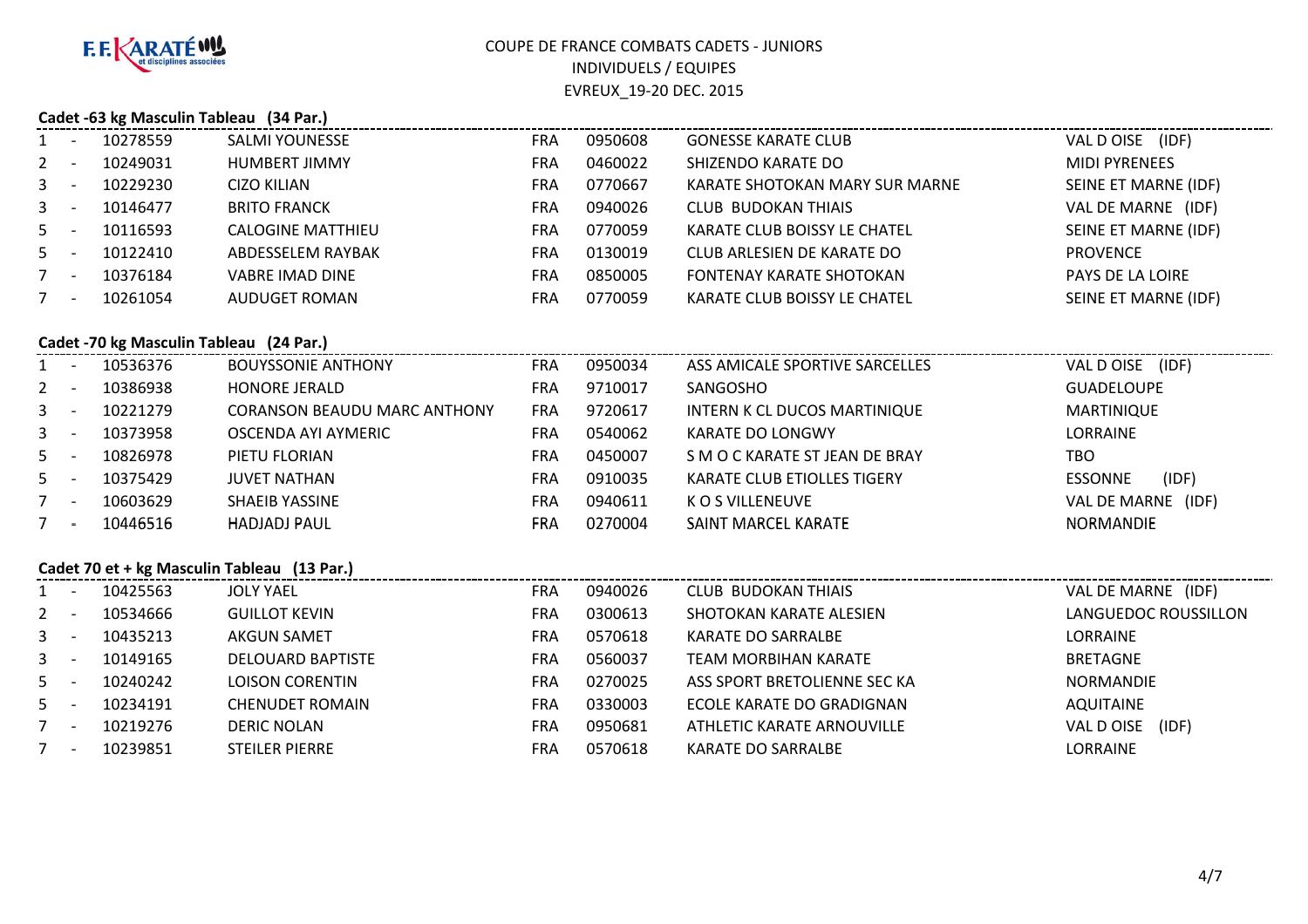F.F. KARATÉ et disciplines associées

COUPE DE FRANCE COMBATS CADETS - JUNIORS
INDIVIDUELS / EQUIPES
EVREUX_19-20 DEC. 2015

### Cadet -63 kg Masculin Tableau (34 Par.)

| | | | | | | | |
|---|---|---|---|---|---|---|---|
| 1 | - | 10278559 | SALMI YOUNESSE | FRA | 0950608 | GONESSE KARATE CLUB | VAL D OISE (IDF) |
| 2 | - | 10249031 | HUMBERT JIMMY | FRA | 0460022 | SHIZENDO KARATE DO | MIDI PYRENEES |
| 3 | - | 10229230 | CIZO KILIAN | FRA | 0770667 | KARATE SHOTOKAN MARY SUR MARNE | SEINE ET MARNE (IDF) |
| 3 | - | 10146477 | BRITO FRANCK | FRA | 0940026 | CLUB BUDOKAN THIAIS | VAL DE MARNE (IDF) |
| 5 | - | 10116593 | CALOGINE MATTHIEU | FRA | 0770059 | KARATE CLUB BOISSY LE CHATEL | SEINE ET MARNE (IDF) |
| 5 | - | 10122410 | ABDESSELEM RAYBAK | FRA | 0130019 | CLUB ARLESIEN DE KARATE DO | PROVENCE |
| 7 | - | 10376184 | VABRE IMAD DINE | FRA | 0850005 | FONTENAY KARATE SHOTOKAN | PAYS DE LA LOIRE |
| 7 | - | 10261054 | AUDUGET ROMAN | FRA | 0770059 | KARATE CLUB BOISSY LE CHATEL | SEINE ET MARNE (IDF) |

### Cadet -70 kg Masculin Tableau (24 Par.)

| | | | | | | | |
|---|---|---|---|---|---|---|---|
| 1 | - | 10536376 | BOUYSSONIE ANTHONY | FRA | 0950034 | ASS AMICALE SPORTIVE SARCELLES | VAL D OISE (IDF) |
| 2 | - | 10386938 | HONORE JERALD | FRA | 9710017 | SANGOSHO | GUADELOUPE |
| 3 | - | 10221279 | CORANSON BEAUDU MARC ANTHONY | FRA | 9720617 | INTERN K CL DUCOS MARTINIQUE | MARTINIQUE |
| 3 | - | 10373958 | OSCENDA AYI AYMERIC | FRA | 0540062 | KARATE DO LONGWY | LORRAINE |
| 5 | - | 10826978 | PIETU FLORIAN | FRA | 0450007 | S M O C KARATE ST JEAN DE BRAY | TBO |
| 5 | - | 10375429 | JUVET NATHAN | FRA | 0910035 | KARATE CLUB ETIOLLES TIGERY | ESSONNE (IDF) |
| 7 | - | 10603629 | SHAEIB YASSINE | FRA | 0940611 | K O S VILLENEUVE | VAL DE MARNE (IDF) |
| 7 | - | 10446516 | HADJADJ PAUL | FRA | 0270004 | SAINT MARCEL KARATE | NORMANDIE |

### Cadet 70 et + kg Masculin Tableau (13 Par.)

| | | | | | | | |
|---|---|---|---|---|---|---|---|
| 1 | - | 10425563 | JOLY YAEL | FRA | 0940026 | CLUB BUDOKAN THIAIS | VAL DE MARNE (IDF) |
| 2 | - | 10534666 | GUILLOT KEVIN | FRA | 0300613 | SHOTOKAN KARATE ALESIEN | LANGUEDOC ROUSSILLON |
| 3 | - | 10435213 | AKGUN SAMET | FRA | 0570618 | KARATE DO SARRALBE | LORRAINE |
| 3 | - | 10149165 | DELOUARD BAPTISTE | FRA | 0560037 | TEAM MORBIHAN KARATE | BRETAGNE |
| 5 | - | 10240242 | LOISON CORENTIN | FRA | 0270025 | ASS SPORT BRETOLIENNE SEC KA | NORMANDIE |
| 5 | - | 10234191 | CHENUDET ROMAIN | FRA | 0330003 | ECOLE KARATE DO GRADIGNAN | AQUITAINE |
| 7 | - | 10219276 | DERIC NOLAN | FRA | 0950681 | ATHLETIC KARATE ARNOUVILLE | VAL D OISE (IDF) |
| 7 | - | 10239851 | STEILER PIERRE | FRA | 0570618 | KARATE DO SARRALBE | LORRAINE |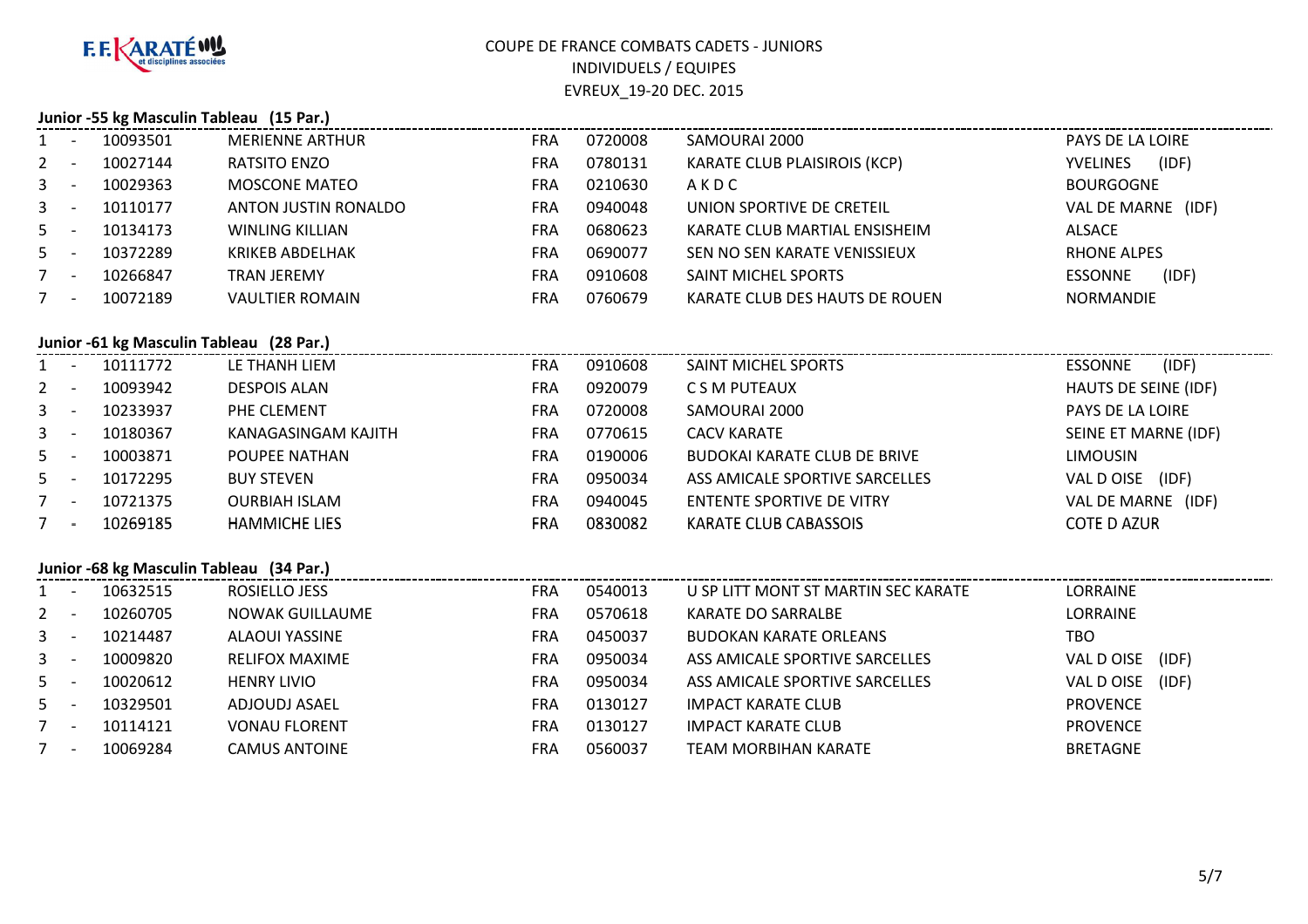COUPE DE FRANCE COMBATS CADETS - JUNIORS
INDIVIDUELS / EQUIPES
EVREUX_19-20 DEC. 2015

### Junior -55 kg Masculin Tableau (15 Par.)

| | | | | | | | |
|---|---|---|---|---|---|---|---|
| 1 | - | 10093501 | MERIENNE ARTHUR | FRA | 0720008 | SAMOURAI 2000 | PAYS DE LA LOIRE |
| 2 | - | 10027144 | RATSITO ENZO | FRA | 0780131 | KARATE CLUB PLAISIROIS (KCP) | YVELINES (IDF) |
| 3 | - | 10029363 | MOSCONE MATEO | FRA | 0210630 | A K D C | BOURGOGNE |
| 3 | - | 10110177 | ANTON JUSTIN RONALDO | FRA | 0940048 | UNION SPORTIVE DE CRETEIL | VAL DE MARNE (IDF) |
| 5 | - | 10134173 | WINLING KILLIAN | FRA | 0680623 | KARATE CLUB MARTIAL ENSISHEIM | ALSACE |
| 5 | - | 10372289 | KRIKEB ABDELHAK | FRA | 0690077 | SEN NO SEN KARATE VENISSIEUX | RHONE ALPES |
| 7 | - | 10266847 | TRAN JEREMY | FRA | 0910608 | SAINT MICHEL SPORTS | ESSONNE (IDF) |
| 7 | - | 10072189 | VAULTIER ROMAIN | FRA | 0760679 | KARATE CLUB DES HAUTS DE ROUEN | NORMANDIE |

### Junior -61 kg Masculin Tableau (28 Par.)

| | | | | | | | |
|---|---|---|---|---|---|---|---|
| 1 | - | 10111772 | LE THANH LIEM | FRA | 0910608 | SAINT MICHEL SPORTS | ESSONNE (IDF) |
| 2 | - | 10093942 | DESPOIS ALAN | FRA | 0920079 | C S M PUTEAUX | HAUTS DE SEINE (IDF) |
| 3 | - | 10233937 | PHE CLEMENT | FRA | 0720008 | SAMOURAI 2000 | PAYS DE LA LOIRE |
| 3 | - | 10180367 | KANAGASINGAM KAJITH | FRA | 0770615 | CACV KARATE | SEINE ET MARNE (IDF) |
| 5 | - | 10003871 | POUPEE NATHAN | FRA | 0190006 | BUDOKAI KARATE CLUB DE BRIVE | LIMOUSIN |
| 5 | - | 10172295 | BUY STEVEN | FRA | 0950034 | ASS AMICALE SPORTIVE SARCELLES | VAL D OISE (IDF) |
| 7 | - | 10721375 | OURBIAH ISLAM | FRA | 0940045 | ENTENTE SPORTIVE DE VITRY | VAL DE MARNE (IDF) |
| 7 | - | 10269185 | HAMMICHE LIES | FRA | 0830082 | KARATE CLUB CABASSOIS | COTE D AZUR |

### Junior -68 kg Masculin Tableau (34 Par.)

| | | | | | | | |
|---|---|---|---|---|---|---|---|
| 1 | - | 10632515 | ROSIELLO JESS | FRA | 0540013 | U SP LITT MONT ST MARTIN SEC KARATE | LORRAINE |
| 2 | - | 10260705 | NOWAK GUILLAUME | FRA | 0570618 | KARATE DO SARRALBE | LORRAINE |
| 3 | - | 10214487 | ALAOUI YASSINE | FRA | 0450037 | BUDOKAN KARATE ORLEANS | TBO |
| 3 | - | 10009820 | RELIFOX MAXIME | FRA | 0950034 | ASS AMICALE SPORTIVE SARCELLES | VAL D OISE (IDF) |
| 5 | - | 10020612 | HENRY LIVIO | FRA | 0950034 | ASS AMICALE SPORTIVE SARCELLES | VAL D OISE (IDF) |
| 5 | - | 10329501 | ADJOUDJ ASAEL | FRA | 0130127 | IMPACT KARATE CLUB | PROVENCE |
| 7 | - | 10114121 | VONAU FLORENT | FRA | 0130127 | IMPACT KARATE CLUB | PROVENCE |
| 7 | - | 10069284 | CAMUS ANTOINE | FRA | 0560037 | TEAM MORBIHAN KARATE | BRETAGNE |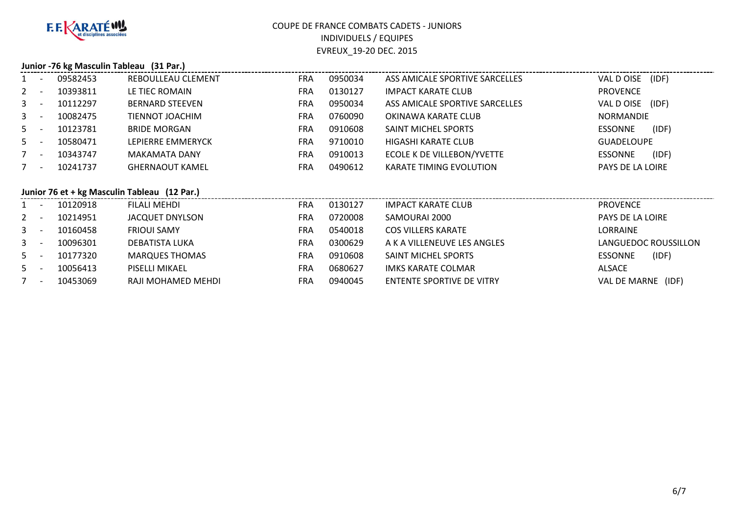F.F. KARATÉ et disciplines associées

COUPE DE FRANCE COMBATS CADETS - JUNIORS
INDIVIDUELS / EQUIPES
EVREUX_19-20 DEC. 2015

**Junior -76 kg Masculin Tableau (31 Par.)**

| | | | | | | | |
|---|---|---|---|---|---|---|---|
| 1 | - | 09582453 | REBOULLEAU CLEMENT | FRA | 0950034 | ASS AMICALE SPORTIVE SARCELLES | VAL D OISE (IDF) |
| 2 | - | 10393811 | LE TIEC ROMAIN | FRA | 0130127 | IMPACT KARATE CLUB | PROVENCE |
| 3 | - | 10112297 | BERNARD STEEVEN | FRA | 0950034 | ASS AMICALE SPORTIVE SARCELLES | VAL D OISE (IDF) |
| 3 | - | 10082475 | TIENNOT JOACHIM | FRA | 0760090 | OKINAWA KARATE CLUB | NORMANDIE |
| 5 | - | 10123781 | BRIDE MORGAN | FRA | 0910608 | SAINT MICHEL SPORTS | ESSONNE (IDF) |
| 5 | - | 10580471 | LEPIERRE EMMERYCK | FRA | 9710010 | HIGASHI KARATE CLUB | GUADELOUPE |
| 7 | - | 10343747 | MAKAMATA DANY | FRA | 0910013 | ECOLE K DE VILLEBON/YVETTE | ESSONNE (IDF) |
| 7 | - | 10241737 | GHERNAOUT KAMEL | FRA | 0490612 | KARATE TIMING EVOLUTION | PAYS DE LA LOIRE |

**Junior 76 et + kg Masculin Tableau (12 Par.)**

| | | | | | | | |
|---|---|---|---|---|---|---|---|
| 1 | - | 10120918 | FILALI MEHDI | FRA | 0130127 | IMPACT KARATE CLUB | PROVENCE |
| 2 | - | 10214951 | JACQUET DNYLSON | FRA | 0720008 | SAMOURAI 2000 | PAYS DE LA LOIRE |
| 3 | - | 10160458 | FRIOUI SAMY | FRA | 0540018 | COS VILLERS KARATE | LORRAINE |
| 3 | - | 10096301 | DEBATISTA LUKA | FRA | 0300629 | A K A VILLENEUVE LES ANGLES | LANGUEDOC ROUSSILLON |
| 5 | - | 10177320 | MARQUES THOMAS | FRA | 0910608 | SAINT MICHEL SPORTS | ESSONNE (IDF) |
| 5 | - | 10056413 | PISELLI MIKAEL | FRA | 0680627 | IMKS KARATE COLMAR | ALSACE |
| 7 | - | 10453069 | RAJI MOHAMED MEHDI | FRA | 0940045 | ENTENTE SPORTIVE DE VITRY | VAL DE MARNE (IDF) |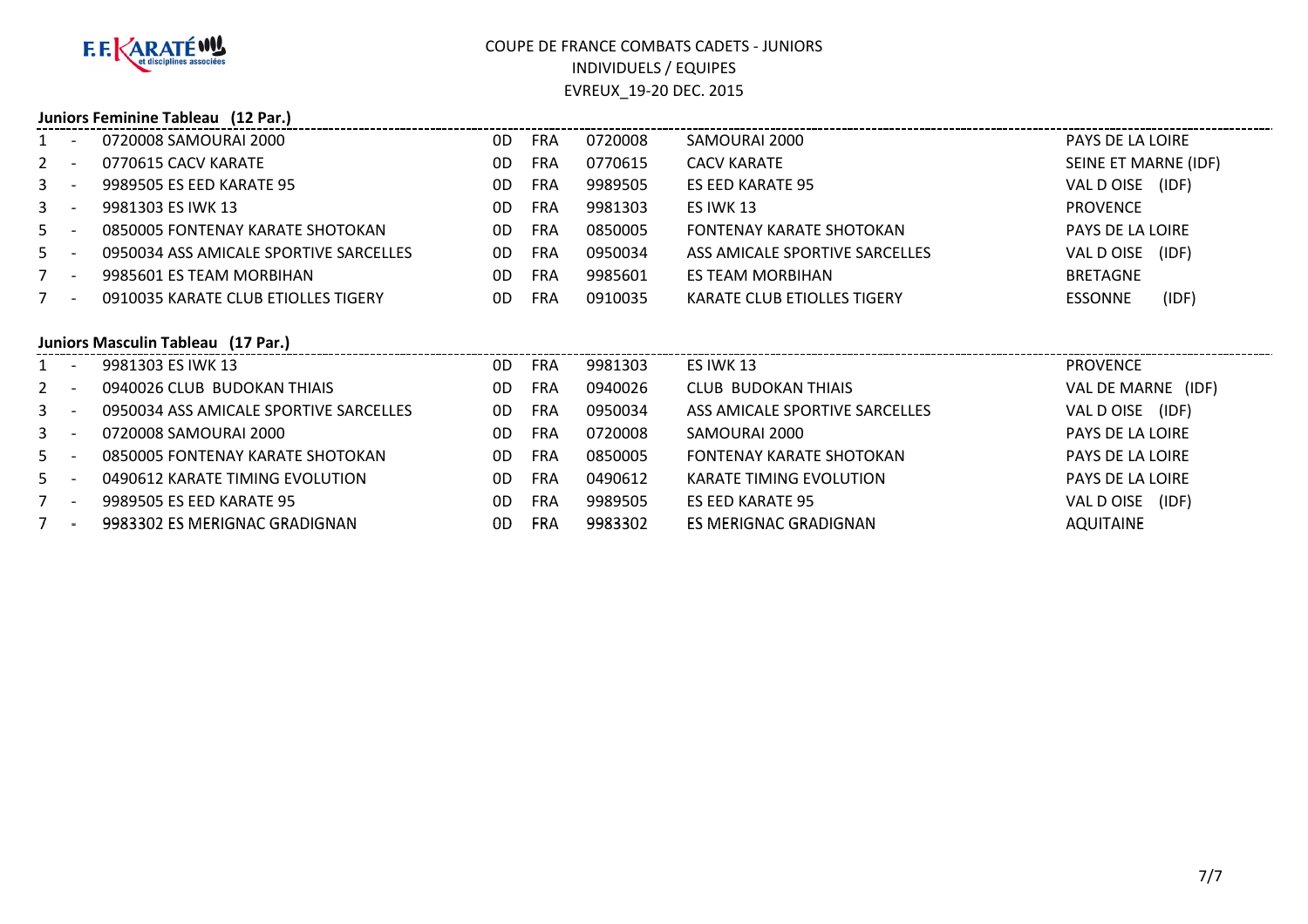F.F. KARATÉ et disciplines associées

COUPE DE FRANCE COMBATS CADETS - JUNIORS
INDIVIDUELS / EQUIPES
EVREUX_19-20 DEC. 2015

**Juniors Feminine Tableau (12 Par.)**

| | | | | | | | |
|---|---|---|---|---|---|---|---|
| 1 | - | 0720008 SAMOURAI 2000 | 0D | FRA | 0720008 | SAMOURAI 2000 | PAYS DE LA LOIRE |
| 2 | - | 0770615 CACV KARATE | 0D | FRA | 0770615 | CACV KARATE | SEINE ET MARNE (IDF) |
| 3 | - | 9989505 ES EED KARATE 95 | 0D | FRA | 9989505 | ES EED KARATE 95 | VAL D OISE (IDF) |
| 3 | - | 9981303 ES IWK 13 | 0D | FRA | 9981303 | ES IWK 13 | PROVENCE |
| 5 | - | 0850005 FONTENAY KARATE SHOTOKAN | 0D | FRA | 0850005 | FONTENAY KARATE SHOTOKAN | PAYS DE LA LOIRE |
| 5 | - | 0950034 ASS AMICALE SPORTIVE SARCELLES | 0D | FRA | 0950034 | ASS AMICALE SPORTIVE SARCELLES | VAL D OISE (IDF) |
| 7 | - | 9985601 ES TEAM MORBIHAN | 0D | FRA | 9985601 | ES TEAM MORBIHAN | BRETAGNE |
| 7 | - | 0910035 KARATE CLUB ETIOLLES TIGERY | 0D | FRA | 0910035 | KARATE CLUB ETIOLLES TIGERY | ESSONNE (IDF) |

**Juniors Masculin Tableau (17 Par.)**

| | | | | | | | |
|---|---|---|---|---|---|---|---|
| 1 | - | 9981303 ES IWK 13 | 0D | FRA | 9981303 | ES IWK 13 | PROVENCE |
| 2 | - | 0940026 CLUB BUDOKAN THIAIS | 0D | FRA | 0940026 | CLUB BUDOKAN THIAIS | VAL DE MARNE (IDF) |
| 3 | - | 0950034 ASS AMICALE SPORTIVE SARCELLES | 0D | FRA | 0950034 | ASS AMICALE SPORTIVE SARCELLES | VAL D OISE (IDF) |
| 3 | - | 0720008 SAMOURAI 2000 | 0D | FRA | 0720008 | SAMOURAI 2000 | PAYS DE LA LOIRE |
| 5 | - | 0850005 FONTENAY KARATE SHOTOKAN | 0D | FRA | 0850005 | FONTENAY KARATE SHOTOKAN | PAYS DE LA LOIRE |
| 5 | - | 0490612 KARATE TIMING EVOLUTION | 0D | FRA | 0490612 | KARATE TIMING EVOLUTION | PAYS DE LA LOIRE |
| 7 | - | 9989505 ES EED KARATE 95 | 0D | FRA | 9989505 | ES EED KARATE 95 | VAL D OISE (IDF) |
| 7 | - | 9983302 ES MERIGNAC GRADIGNAN | 0D | FRA | 9983302 | ES MERIGNAC GRADIGNAN | AQUITAINE |